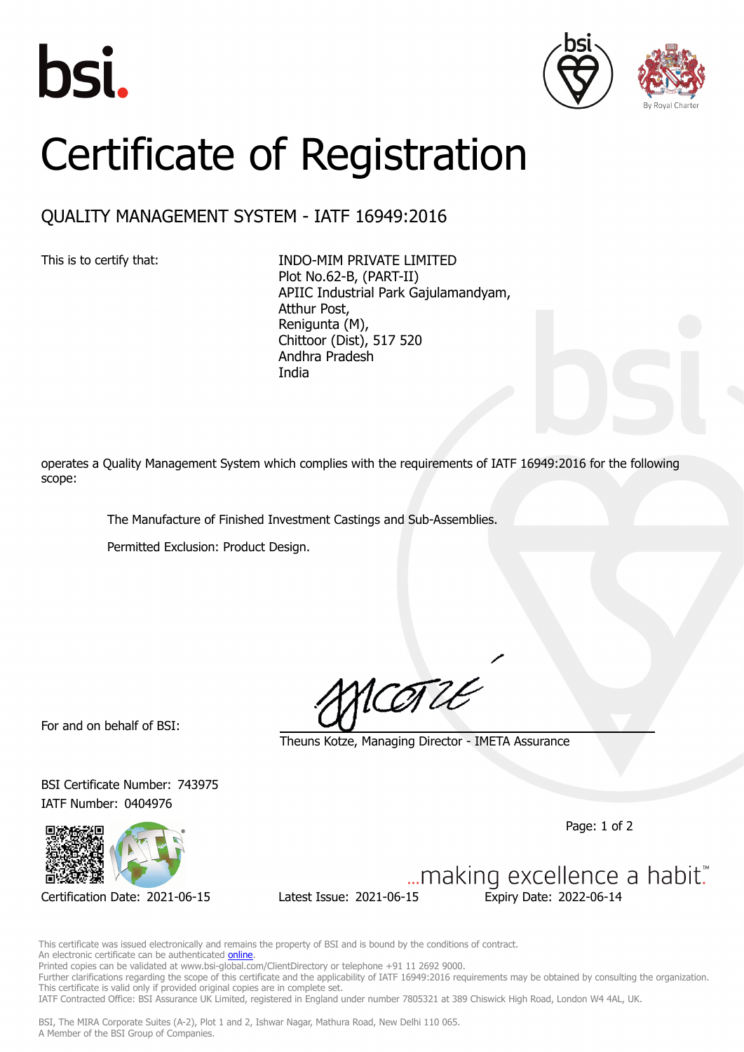# Certificate of Registration

## QUALITY MANAGEMENT SYSTEM - IATF 16949:2016

This is to certify that:

INDO-MIM PRIVATE LIMITED
Plot No.62-B, (PART-II)
APIIC Industrial Park Gajulamandyam,
Atthur Post,
Renigunta (M),
Chittoor (Dist), 517 520
Andhra Pradesh
India

operates a Quality Management System which complies with the requirements of IATF 16949:2016 for the following scope:

The Manufacture of Finished Investment Castings and Sub-Assemblies.

Permitted Exclusion: Product Design.

For and on behalf of BSI:

Theuns Kotze, Managing Director - IMETA Assurance

BSI Certificate Number: 743975
IATF Number: 0404976

...making excellence a habit.™

Certification Date: 2021-06-15 Latest Issue: 2021-06-15 Expiry Date: 2022-06-14

This certificate was issued electronically and remains the property of BSI and is bound by the conditions of contract.
An electronic certificate can be authenticated online.
Printed copies can be validated at www.bsi-global.com/ClientDirectory or telephone +91 11 2692 9000.
Further clarifications regarding the scope of this certificate and the applicability of IATF 16949:2016 requirements may be obtained by consulting the organization.
This certificate is valid only if provided original copies are in complete set.
IATF Contracted Office: BSI Assurance UK Limited, registered in England under number 7805321 at 389 Chiswick High Road, London W4 4AL, UK.

BSI, The MIRA Corporate Suites (A-2), Plot 1 and 2, Ishwar Nagar, Mathura Road, New Delhi 110 065.
A Member of the BSI Group of Companies.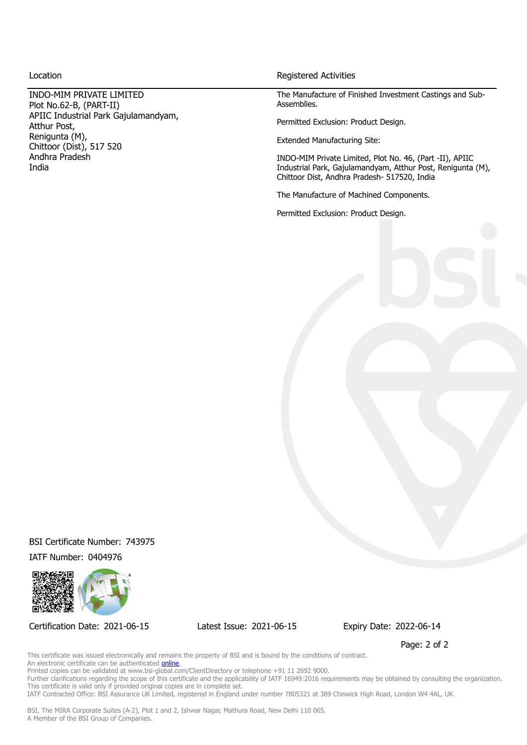| Location | Registered Activities |
| --- | --- |
| INDO-MIM PRIVATE LIMITED<br>Plot No.62-B, (PART-II)<br>APIIC Industrial Park Gajulamandyam,<br>Atthur Post,<br>Renigunta (M),<br>Chittoor (Dist), 517 520<br>Andhra Pradesh<br>India | The Manufacture of Finished Investment Castings and Sub-Assemblies.<br><br>Permitted Exclusion: Product Design.<br><br>Extended Manufacturing Site:<br><br>INDO-MIM Private Limited, Plot No. 46, (Part -II), APIIC Industrial Park, Gajulamandyam, Atthur Post, Renigunta (M), Chittoor Dist, Andhra Pradesh- 517520, India<br><br>The Manufacture of Machined Components.<br><br>Permitted Exclusion: Product Design. |

BSI Certificate Number: 743975

IATF Number: 0404976

Certification Date: 2021-06-15 Latest Issue: 2021-06-15 Expiry Date: 2022-06-14

This certificate was issued electronically and remains the property of BSI and is bound by the conditions of contract.
An electronic certificate can be authenticated online.
Printed copies can be validated at www.bsi-global.com/ClientDirectory or telephone +91 11 2692 9000.
Further clarifications regarding the scope of this certificate and the applicability of IATF 16949:2016 requirements may be obtained by consulting the organization.
This certificate is valid only if provided original copies are in complete set.
IATF Contracted Office: BSI Assurance UK Limited, registered in England under number 7805321 at 389 Chiswick High Road, London W4 4AL, UK.

BSI, The MIRA Corporate Suites (A-2), Plot 1 and 2, Ishwar Nagar, Mathura Road, New Delhi 110 065.
A Member of the BSI Group of Companies.